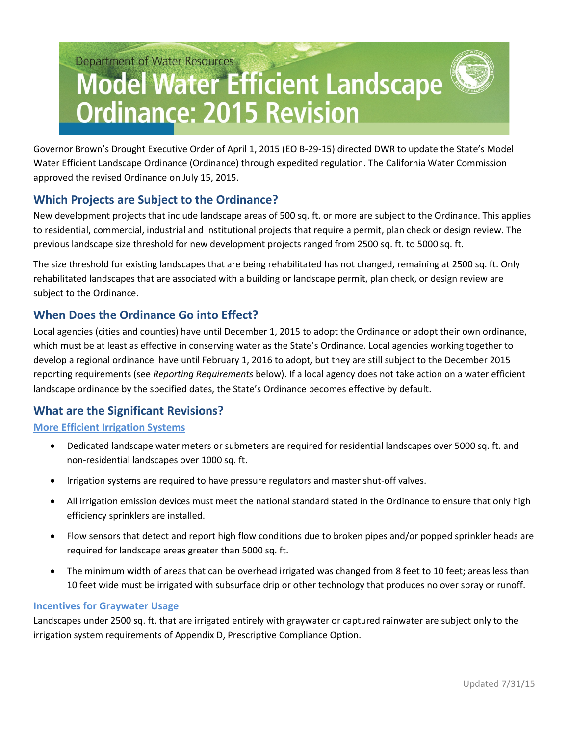Department of Water Resources

# Model Water Efficient Landscape Ordinance: 2015 Revision

Governor Brown's Drought Executive Order of April 1, 2015 (EO B-29-15) directed DWR to update the State's Model Water Efficient Landscape Ordinance (Ordinance) through expedited regulation. The California Water Commission approved the revised Ordinance on July 15, 2015.

## Which Projects are Subject to the Ordinance?

New development projects that include landscape areas of 500 sq. ft. or more are subject to the Ordinance. This applies to residential, commercial, industrial and institutional projects that require a permit, plan check or design review. The previous landscape size threshold for new development projects ranged from 2500 sq. ft. to 5000 sq. ft.

The size threshold for existing landscapes that are being rehabilitated has not changed, remaining at 2500 sq. ft. Only rehabilitated landscapes that are associated with a building or landscape permit, plan check, or design review are subject to the Ordinance.

## When Does the Ordinance Go into Effect?

Local agencies (cities and counties) have until December 1, 2015 to adopt the Ordinance or adopt their own ordinance, which must be at least as effective in conserving water as the State's Ordinance. Local agencies working together to develop a regional ordinance have until February 1, 2016 to adopt, but they are still subject to the December 2015 reporting requirements (see *Reporting Requirements* below). If a local agency does not take action on a water efficient landscape ordinance by the specified dates, the State's Ordinance becomes effective by default.

## What are the Significant Revisions?

### More Efficient Irrigation Systems

- Dedicated landscape water meters or submeters are required for residential landscapes over 5000 sq. ft. and non-residential landscapes over 1000 sq. ft.
- Irrigation systems are required to have pressure regulators and master shut-off valves.
- All irrigation emission devices must meet the national standard stated in the Ordinance to ensure that only high efficiency sprinklers are installed.
- Flow sensors that detect and report high flow conditions due to broken pipes and/or popped sprinkler heads are required for landscape areas greater than 5000 sq. ft.
- The minimum width of areas that can be overhead irrigated was changed from 8 feet to 10 feet; areas less than 10 feet wide must be irrigated with subsurface drip or other technology that produces no over spray or runoff.

### Incentives for Graywater Usage

Landscapes under 2500 sq. ft. that are irrigated entirely with graywater or captured rainwater are subject only to the irrigation system requirements of Appendix D, Prescriptive Compliance Option.

Updated 7/31/15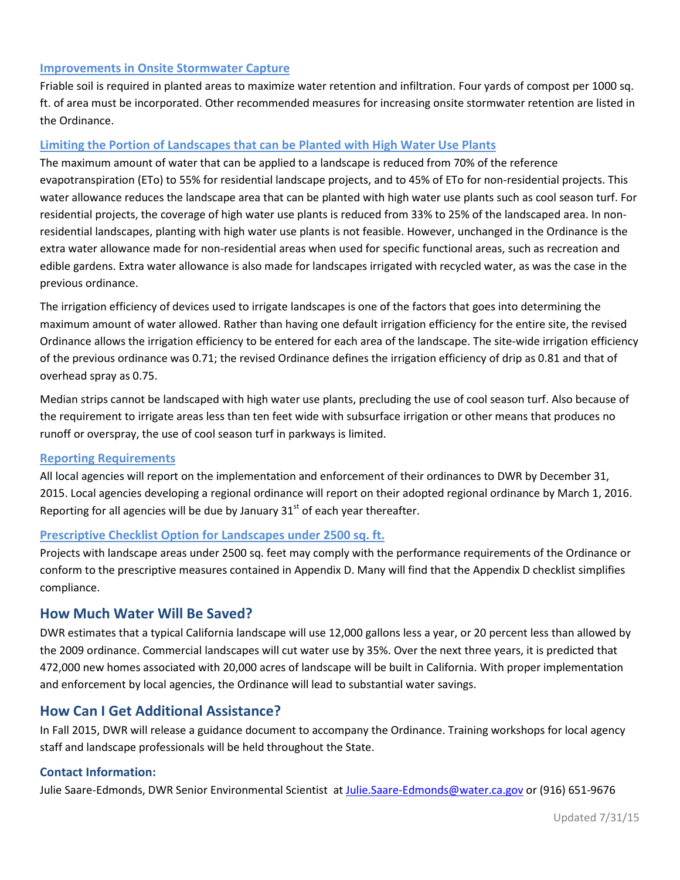### Improvements in Onsite Stormwater Capture

Friable soil is required in planted areas to maximize water retention and infiltration. Four yards of compost per 1000 sq. ft. of area must be incorporated. Other recommended measures for increasing onsite stormwater retention are listed in the Ordinance.

### Limiting the Portion of Landscapes that can be Planted with High Water Use Plants

The maximum amount of water that can be applied to a landscape is reduced from 70% of the reference evapotranspiration (ETo) to 55% for residential landscape projects, and to 45% of ETo for non-residential projects. This water allowance reduces the landscape area that can be planted with high water use plants such as cool season turf. For residential projects, the coverage of high water use plants is reduced from 33% to 25% of the landscaped area. In non-residential landscapes, planting with high water use plants is not feasible. However, unchanged in the Ordinance is the extra water allowance made for non-residential areas when used for specific functional areas, such as recreation and edible gardens. Extra water allowance is also made for landscapes irrigated with recycled water, as was the case in the previous ordinance.

The irrigation efficiency of devices used to irrigate landscapes is one of the factors that goes into determining the maximum amount of water allowed. Rather than having one default irrigation efficiency for the entire site, the revised Ordinance allows the irrigation efficiency to be entered for each area of the landscape. The site-wide irrigation efficiency of the previous ordinance was 0.71; the revised Ordinance defines the irrigation efficiency of drip as 0.81 and that of overhead spray as 0.75.

Median strips cannot be landscaped with high water use plants, precluding the use of cool season turf. Also because of the requirement to irrigate areas less than ten feet wide with subsurface irrigation or other means that produces no runoff or overspray, the use of cool season turf in parkways is limited.

### Reporting Requirements

All local agencies will report on the implementation and enforcement of their ordinances to DWR by December 31, 2015. Local agencies developing a regional ordinance will report on their adopted regional ordinance by March 1, 2016. Reporting for all agencies will be due by January 31st of each year thereafter.

### Prescriptive Checklist Option for Landscapes under 2500 sq. ft.

Projects with landscape areas under 2500 sq. feet may comply with the performance requirements of the Ordinance or conform to the prescriptive measures contained in Appendix D. Many will find that the Appendix D checklist simplifies compliance.

## How Much Water Will Be Saved?

DWR estimates that a typical California landscape will use 12,000 gallons less a year, or 20 percent less than allowed by the 2009 ordinance. Commercial landscapes will cut water use by 35%. Over the next three years, it is predicted that 472,000 new homes associated with 20,000 acres of landscape will be built in California. With proper implementation and enforcement by local agencies, the Ordinance will lead to substantial water savings.

## How Can I Get Additional Assistance?

In Fall 2015, DWR will release a guidance document to accompany the Ordinance. Training workshops for local agency staff and landscape professionals will be held throughout the State.

### Contact Information:

Julie Saare-Edmonds, DWR Senior Environmental Scientist at Julie.Saare-Edmonds@water.ca.gov or (916) 651-9676

Updated 7/31/15